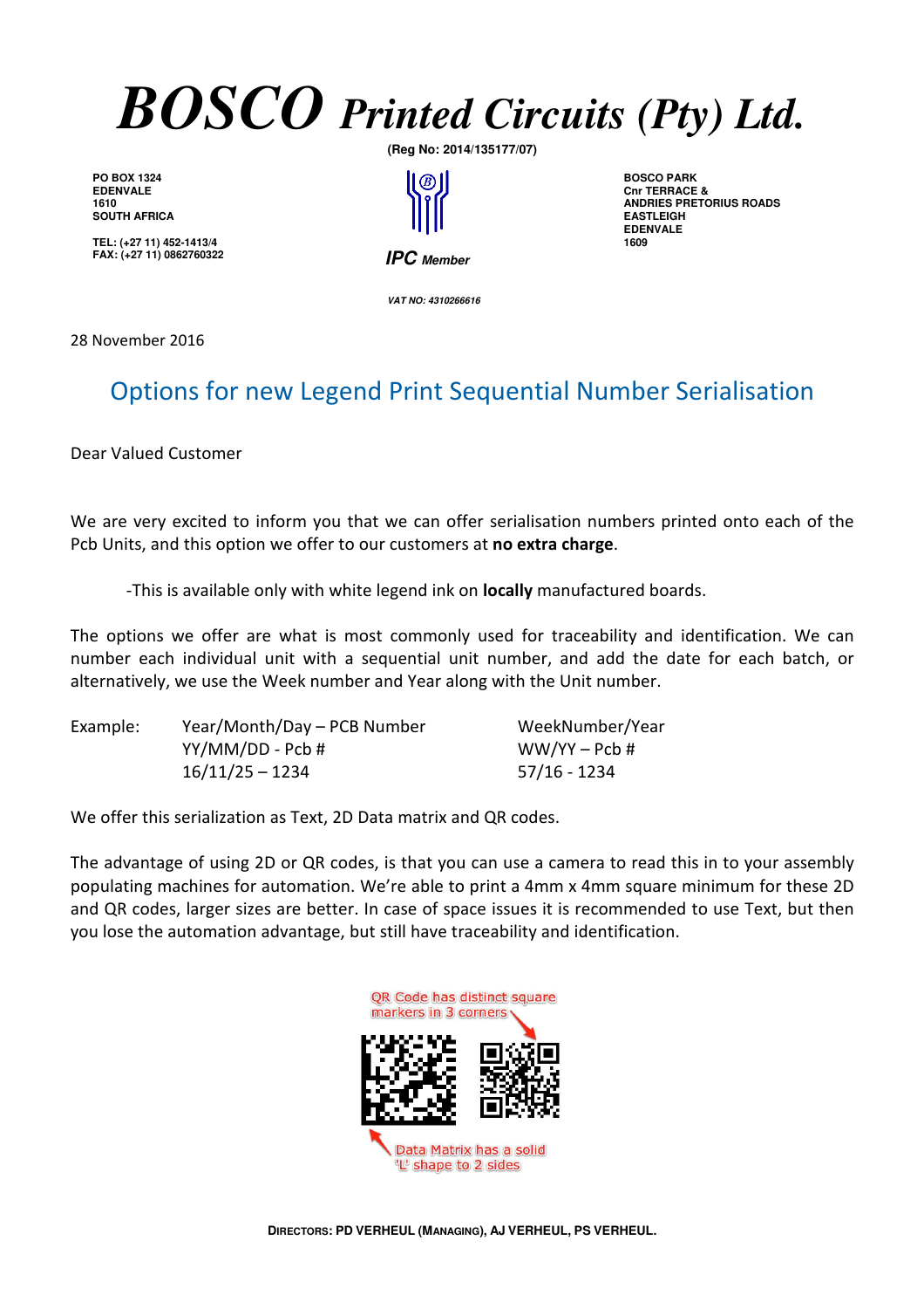# BOSCO Printed Circuits (Pty) Ltd.

**(Reg No: 2014/135177/07)**

**PO BOX 1324**
**EDENVALE**
**1610**
**SOUTH AFRICA**

**TEL: (+27 11) 452-1413/4**
**FAX: (+27 11) 0862760322**

***IPC Member***

***VAT NO: 4310266616***

**BOSCO PARK**
**Cnr TERRACE &**
**ANDRIES PRETORIUS ROADS**
**EASTLEIGH**
**EDENVALE**
**1609**

28 November 2016

## Options for new Legend Print Sequential Number Serialisation

Dear Valued Customer

We are very excited to inform you that we can offer serialisation numbers printed onto each of the Pcb Units, and this option we offer to our customers at **no extra charge**.

-This is available only with white legend ink on **locally** manufactured boards.

The options we offer are what is most commonly used for traceability and identification. We can number each individual unit with a sequential unit number, and add the date for each batch, or alternatively, we use the Week number and Year along with the Unit number.

| Example: | Year/Month/Day – PCB Number | WeekNumber/Year |
|---|---|---|
| | YY/MM/DD - Pcb # | WW/YY – Pcb # |
| | 16/11/25 – 1234 | 57/16 - 1234 |

We offer this serialization as Text, 2D Data matrix and QR codes.

The advantage of using 2D or QR codes, is that you can use a camera to read this in to your assembly populating machines for automation. We're able to print a 4mm x 4mm square minimum for these 2D and QR codes, larger sizes are better. In case of space issues it is recommended to use Text, but then you lose the automation advantage, but still have traceability and identification.

QR Code has distinct square markers in 3 corners

Data Matrix has a solid 'L' shape to 2 sides

**DIRECTORS: PD VERHEUL (MANAGING), AJ VERHEUL, PS VERHEUL.**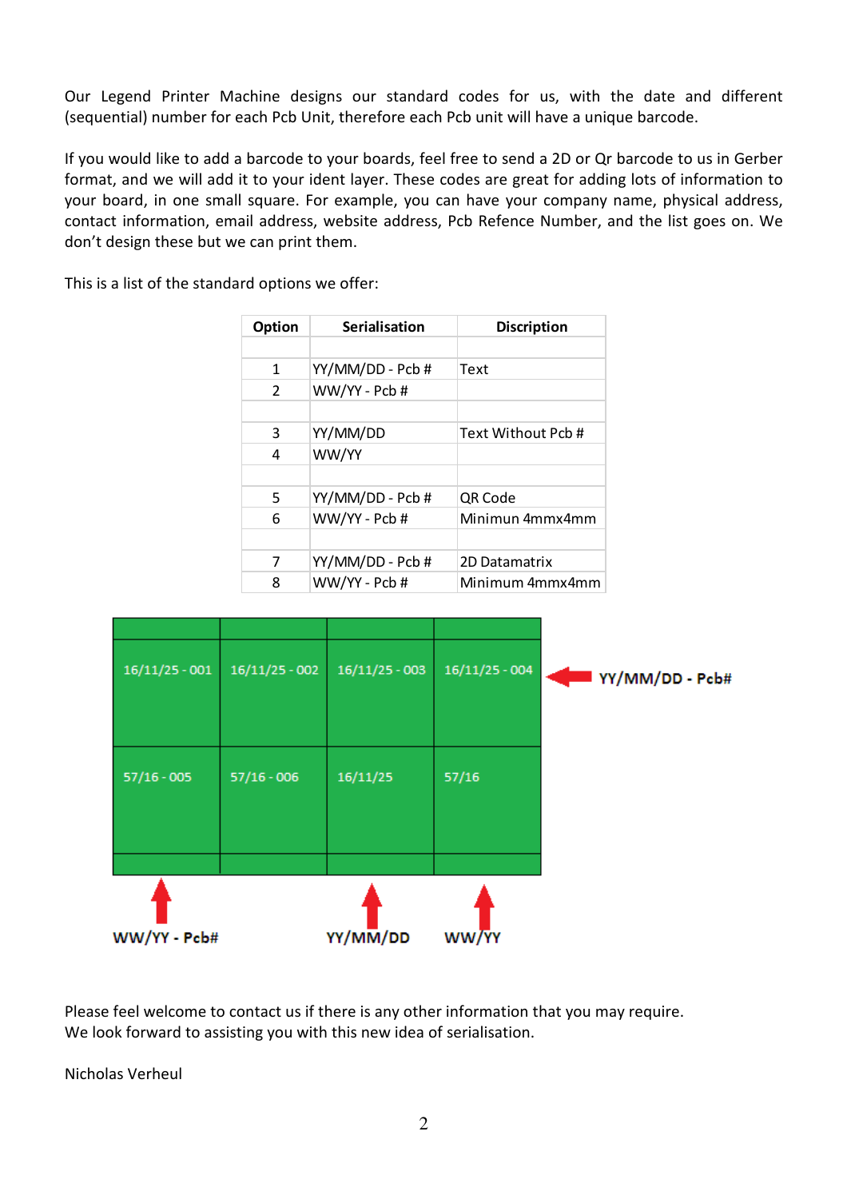Our Legend Printer Machine designs our standard codes for us, with the date and different (sequential) number for each Pcb Unit, therefore each Pcb unit will have a unique barcode.

If you would like to add a barcode to your boards, feel free to send a 2D or Qr barcode to us in Gerber format, and we will add it to your ident layer. These codes are great for adding lots of information to your board, in one small square. For example, you can have your company name, physical address, contact information, email address, website address, Pcb Refence Number, and the list goes on. We don't design these but we can print them.

This is a list of the standard options we offer:

| Option | Serialisation | Discription |
|---|---|---|
| | | |
| 1 | YY/MM/DD - Pcb # | Text |
| 2 | WW/YY - Pcb # | |
| | | |
| 3 | YY/MM/DD | Text Without Pcb # |
| 4 | WW/YY | |
| | | |
| 5 | YY/MM/DD - Pcb # | QR Code |
| 6 | WW/YY - Pcb # | Minimun 4mmx4mm |
| | | |
| 7 | YY/MM/DD - Pcb # | 2D Datamatrix |
| 8 | WW/YY - Pcb # | Minimum 4mmx4mm |

16/11/25 - 001 16/11/25 - 002 16/11/25 - 003 16/11/25 - 004

YY/MM/DD - Pcb#

57/16 - 005 57/16 - 006 16/11/25 57/16

WW/YY - Pcb#

YY/MM/DD

WW/YY

Please feel welcome to contact us if there is any other information that you may require.
We look forward to assisting you with this new idea of serialisation.

Nicholas Verheul